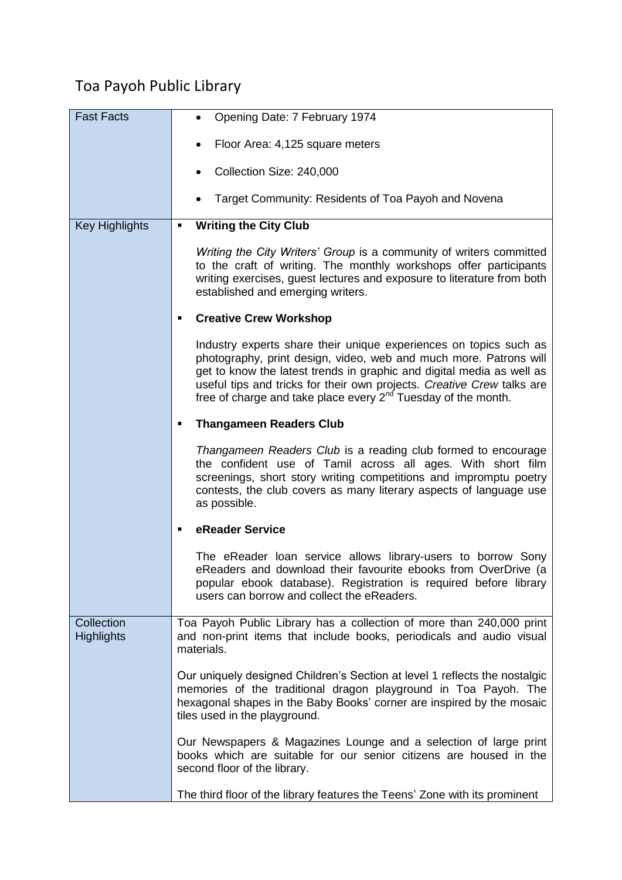# Toa Payoh Public Library

| Fast Facts | • Opening Date: 7 February 1974<br><br>• Floor Area: 4,125 square meters<br><br>• Collection Size: 240,000<br><br>• Target Community: Residents of Toa Payoh and Novena |
|---|---|
| Key Highlights | ▪ **Writing the City Club**<br><br>*Writing the City Writers' Group* is a community of writers committed to the craft of writing. The monthly workshops offer participants writing exercises, guest lectures and exposure to literature from both established and emerging writers.<br><br>▪ **Creative Crew Workshop**<br><br>Industry experts share their unique experiences on topics such as photography, print design, video, web and much more. Patrons will get to know the latest trends in graphic and digital media as well as useful tips and tricks for their own projects. *Creative Crew* talks are free of charge and take place every 2nd Tuesday of the month.<br><br>▪ **Thangameen Readers Club**<br><br>*Thangameen Readers Club* is a reading club formed to encourage the confident use of Tamil across all ages. With short film screenings, short story writing competitions and impromptu poetry contests, the club covers as many literary aspects of language use as possible.<br><br>▪ **eReader Service**<br><br>The eReader loan service allows library-users to borrow Sony eReaders and download their favourite ebooks from OverDrive (a popular ebook database). Registration is required before library users can borrow and collect the eReaders. |
| Collection Highlights | Toa Payoh Public Library has a collection of more than 240,000 print and non-print items that include books, periodicals and audio visual materials.<br><br>Our uniquely designed Children's Section at level 1 reflects the nostalgic memories of the traditional dragon playground in Toa Payoh. The hexagonal shapes in the Baby Books' corner are inspired by the mosaic tiles used in the playground.<br><br>Our Newspapers & Magazines Lounge and a selection of large print books which are suitable for our senior citizens are housed in the second floor of the library.<br><br>The third floor of the library features the Teens' Zone with its prominent |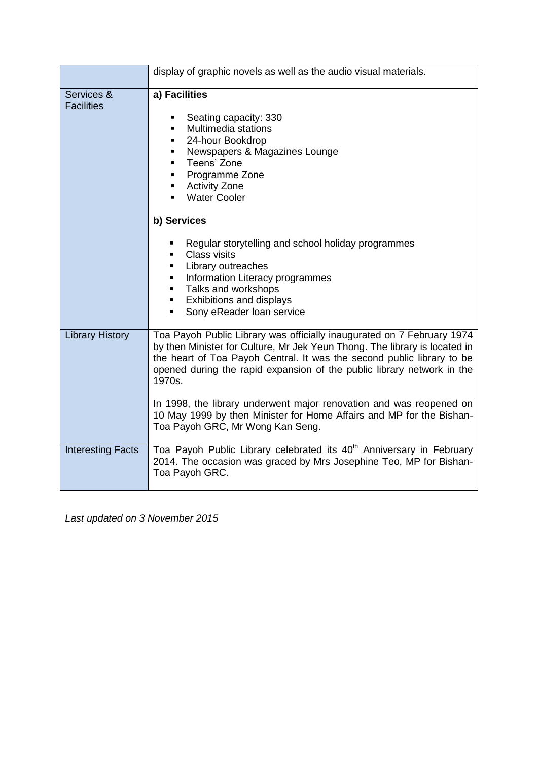| | |
|---|---|
| | display of graphic novels as well as the audio visual materials. |
| Services & Facilities | **a) Facilities**<br><br>- Seating capacity: 330<br>- Multimedia stations<br>- 24-hour Bookdrop<br>- Newspapers & Magazines Lounge<br>- Teens' Zone<br>- Programme Zone<br>- Activity Zone<br>- Water Cooler<br><br>**b) Services**<br><br>- Regular storytelling and school holiday programmes<br>- Class visits<br>- Library outreaches<br>- Information Literacy programmes<br>- Talks and workshops<br>- Exhibitions and displays<br>- Sony eReader loan service |
| Library History | Toa Payoh Public Library was officially inaugurated on 7 February 1974 by then Minister for Culture, Mr Jek Yeun Thong. The library is located in the heart of Toa Payoh Central. It was the second public library to be opened during the rapid expansion of the public library network in the 1970s.<br><br>In 1998, the library underwent major renovation and was reopened on 10 May 1999 by then Minister for Home Affairs and MP for the Bishan-Toa Payoh GRC, Mr Wong Kan Seng. |
| Interesting Facts | Toa Payoh Public Library celebrated its 40th Anniversary in February 2014. The occasion was graced by Mrs Josephine Teo, MP for Bishan-Toa Payoh GRC. |

*Last updated on 3 November 2015*